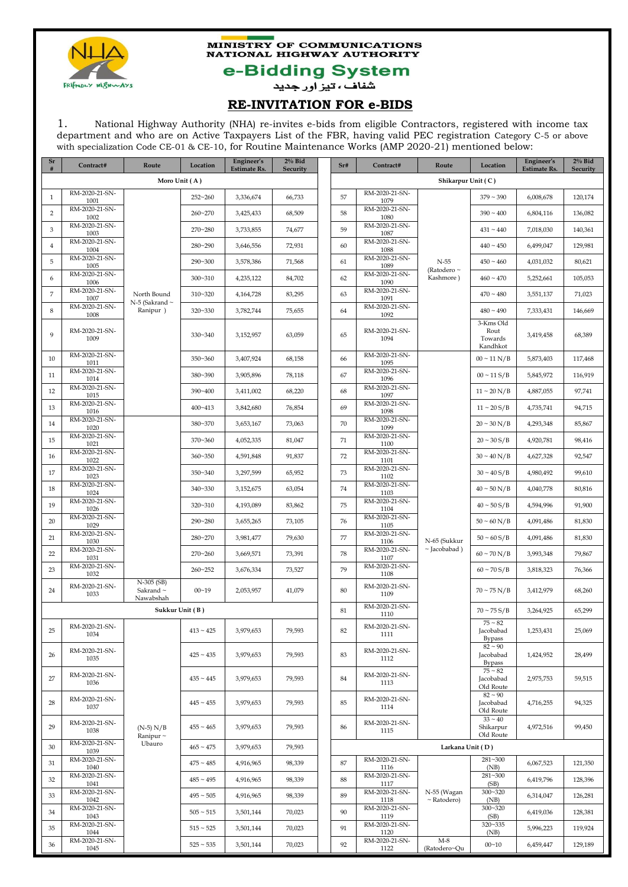MINISTRY OF COMMUNICATIONS
NATIONAL HIGHWAY AUTHORITY

# e-Bidding System

شفاف، تیز اور جدید

## RE-INVITATION FOR e-BIDS

1. National Highway Authority (NHA) re-invites e-bids from eligible Contractors, registered with income tax department and who are on Active Taxpayers List of the FBR, having valid PEC registration Category C-5 or above with specialization Code CE-01 & CE-10, for Routine Maintenance Works (AMP 2020-21) mentioned below:

| Sr # | Contract# | Route | Location | Engineer's Estimate Rs. | 2% Bid Security |
|---|---|---|---|---|---|
| | | **Moro Unit ( A )** | | | |
| 1 | RM-2020-21-SN-1001 | North Bound N-5 (Sakrand ~ Ranipur ) | 252~260 | 3,336,674 | 66,733 |
| 2 | RM-2020-21-SN-1002 | | 260~270 | 3,425,433 | 68,509 |
| 3 | RM-2020-21-SN-1003 | | 270~280 | 3,733,855 | 74,677 |
| 4 | RM-2020-21-SN-1004 | | 280~290 | 3,646,556 | 72,931 |
| 5 | RM-2020-21-SN-1005 | | 290~300 | 3,578,386 | 71,568 |
| 6 | RM-2020-21-SN-1006 | | 300~310 | 4,235,122 | 84,702 |
| 7 | RM-2020-21-SN-1007 | | 310~320 | 4,164,728 | 83,295 |
| 8 | RM-2020-21-SN-1008 | | 320~330 | 3,782,744 | 75,655 |
| 9 | RM-2020-21-SN-1009 | | 330~340 | 3,152,957 | 63,059 |
| 10 | RM-2020-21-SN-1011 | | 350~360 | 3,407,924 | 68,158 |
| 11 | RM-2020-21-SN-1014 | | 380~390 | 3,905,896 | 78,118 |
| 12 | RM-2020-21-SN-1015 | | 390~400 | 3,411,002 | 68,220 |
| 13 | RM-2020-21-SN-1016 | | 400~413 | 3,842,680 | 76,854 |
| 14 | RM-2020-21-SN-1020 | | 380~370 | 3,653,167 | 73,063 |
| 15 | RM-2020-21-SN-1021 | | 370~360 | 4,052,335 | 81,047 |
| 16 | RM-2020-21-SN-1022 | | 360~350 | 4,591,848 | 91,837 |
| 17 | RM-2020-21-SN-1023 | | 350~340 | 3,297,599 | 65,952 |
| 18 | RM-2020-21-SN-1024 | | 340~330 | 3,152,675 | 63,054 |
| 19 | RM-2020-21-SN-1026 | | 320~310 | 4,193,089 | 83,862 |
| 20 | RM-2020-21-SN-1029 | | 290~280 | 3,655,265 | 73,105 |
| 21 | RM-2020-21-SN-1030 | | 280~270 | 3,981,477 | 79,630 |
| 22 | RM-2020-21-SN-1031 | | 270~260 | 3,669,571 | 73,391 |
| 23 | RM-2020-21-SN-1032 | | 260~252 | 3,676,334 | 73,527 |
| 24 | RM-2020-21-SN-1033 | N-305 (SB) Sakrand ~ Nawabshah | 00~19 | 2,053,957 | 41,079 |
| | | **Sukkur Unit ( B )** | | | |
| 25 | RM-2020-21-SN-1034 | (N-5) N/B Ranipur ~ Ubauro | 413 ~ 425 | 3,979,653 | 79,593 |
| 26 | RM-2020-21-SN-1035 | | 425 ~ 435 | 3,979,653 | 79,593 |
| 27 | RM-2020-21-SN-1036 | | 435 ~ 445 | 3,979,653 | 79,593 |
| 28 | RM-2020-21-SN-1037 | | 445 ~ 455 | 3,979,653 | 79,593 |
| 29 | RM-2020-21-SN-1038 | | 455 ~ 465 | 3,979,653 | 79,593 |
| 30 | RM-2020-21-SN-1039 | | 465 ~ 475 | 3,979,653 | 79,593 |
| 31 | RM-2020-21-SN-1040 | | 475 ~ 485 | 4,916,965 | 98,339 |
| 32 | RM-2020-21-SN-1041 | | 485 ~ 495 | 4,916,965 | 98,339 |
| 33 | RM-2020-21-SN-1042 | | 495 ~ 505 | 4,916,965 | 98,339 |
| 34 | RM-2020-21-SN-1043 | | 505 ~ 515 | 3,501,144 | 70,023 |
| 35 | RM-2020-21-SN-1044 | | 515 ~ 525 | 3,501,144 | 70,023 |
| 36 | RM-2020-21-SN-1045 | | 525 ~ 535 | 3,501,144 | 70,023 |
| | | **Shikarpur Unit ( C )** | | | |
| 57 | RM-2020-21-SN-1079 | N-55 (Ratodero ~ Kashmore ) | 379 ~ 390 | 6,008,678 | 120,174 |
| 58 | RM-2020-21-SN-1080 | | 390 ~ 400 | 6,804,116 | 136,082 |
| 59 | RM-2020-21-SN-1087 | | 431 ~ 440 | 7,018,030 | 140,361 |
| 60 | RM-2020-21-SN-1088 | | 440 ~ 450 | 6,499,047 | 129,981 |
| 61 | RM-2020-21-SN-1089 | | 450 ~ 460 | 4,031,032 | 80,621 |
| 62 | RM-2020-21-SN-1090 | | 460 ~ 470 | 5,252,661 | 105,053 |
| 63 | RM-2020-21-SN-1091 | | 470 ~ 480 | 3,551,137 | 71,023 |
| 64 | RM-2020-21-SN-1092 | | 480 ~ 490 | 7,333,431 | 146,669 |
| 65 | RM-2020-21-SN-1094 | | 3-Kms Old Rout Towards Kandhkot | 3,419,458 | 68,389 |
| 66 | RM-2020-21-SN-1095 | N-65 (Sukkur ~ Jacobabad ) | 00 ~ 11 N/B | 5,873,403 | 117,468 |
| 67 | RM-2020-21-SN-1096 | | 00 ~ 11 S/B | 5,845,972 | 116,919 |
| 68 | RM-2020-21-SN-1097 | | 11 ~ 20 N/B | 4,887,055 | 97,741 |
| 69 | RM-2020-21-SN-1098 | | 11 ~ 20 S/B | 4,735,741 | 94,715 |
| 70 | RM-2020-21-SN-1099 | | 20 ~ 30 N/B | 4,293,348 | 85,867 |
| 71 | RM-2020-21-SN-1100 | | 20 ~ 30 S/B | 4,920,781 | 98,416 |
| 72 | RM-2020-21-SN-1101 | | 30 ~ 40 N/B | 4,627,328 | 92,547 |
| 73 | RM-2020-21-SN-1102 | | 30 ~ 40 S/B | 4,980,492 | 99,610 |
| 74 | RM-2020-21-SN-1103 | | 40 ~ 50 N/B | 4,040,778 | 80,816 |
| 75 | RM-2020-21-SN-1104 | | 40 ~ 50 S/B | 4,594,996 | 91,900 |
| 76 | RM-2020-21-SN-1105 | | 50 ~ 60 N/B | 4,091,486 | 81,830 |
| 77 | RM-2020-21-SN-1106 | | 50 ~ 60 S/B | 4,091,486 | 81,830 |
| 78 | RM-2020-21-SN-1107 | | 60 ~ 70 N/B | 3,993,348 | 79,867 |
| 79 | RM-2020-21-SN-1108 | | 60 ~ 70 S/B | 3,818,323 | 76,366 |
| 80 | RM-2020-21-SN-1109 | | 70 ~ 75 N/B | 3,412,979 | 68,260 |
| 81 | RM-2020-21-SN-1110 | | 70 ~ 75 S/B | 3,264,925 | 65,299 |
| 82 | RM-2020-21-SN-1111 | | 75 ~ 82 Jacobabad Bypass | 1,253,431 | 25,069 |
| 83 | RM-2020-21-SN-1112 | | 82 ~ 90 Jacobabad Bypass | 1,424,952 | 28,499 |
| 84 | RM-2020-21-SN-1113 | | 75 ~ 82 Jacobabad Old Route | 2,975,753 | 59,515 |
| 85 | RM-2020-21-SN-1114 | | 82 ~ 90 Jacobabad Old Route | 4,716,255 | 94,325 |
| 86 | RM-2020-21-SN-1115 | | 33 ~ 40 Shikarpur Old Route | 4,972,516 | 99,450 |
| | | **Larkana Unit ( D )** | | | |
| 87 | RM-2020-21-SN-1116 | N-55 (Wagan ~ Ratodero) | 281~300 (NB) | 6,067,523 | 121,350 |
| 88 | RM-2020-21-SN-1117 | | 281~300 (SB) | 6,419,796 | 128,396 |
| 89 | RM-2020-21-SN-1118 | | 300~320 (NB) | 6,314,047 | 126,281 |
| 90 | RM-2020-21-SN-1119 | | 300~320 (SB) | 6,419,036 | 128,381 |
| 91 | RM-2020-21-SN-1120 | | 320~335 (NB) | 5,996,223 | 119,924 |
| 92 | RM-2020-21-SN-1122 | M-8 (Ratodero~Qu | 00~10 | 6,459,447 | 129,189 |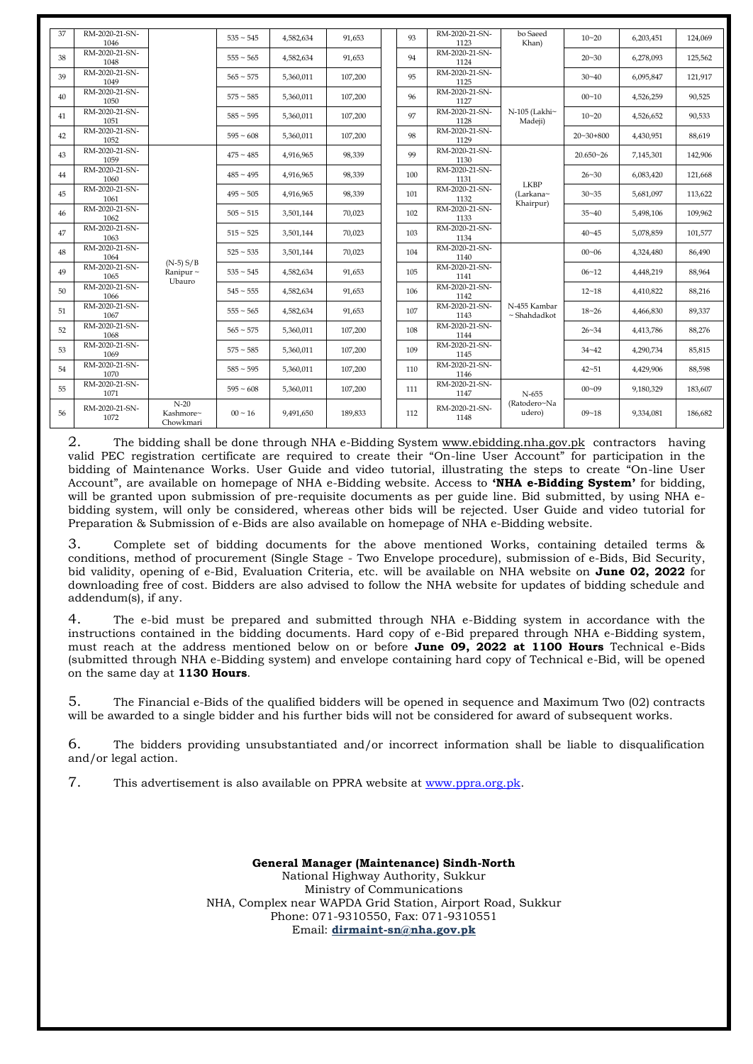| | | | | | | | | | | | | |
|---|---|---|---|---|---|---|---|---|---|---|---|---|
| 37 | RM-2020-21-SN-1046 | | 535 ~ 545 | 4,582,634 | 91,653 | | 93 | RM-2020-21-SN-1123 | bo Saeed Khan) | 10~20 | 6,203,451 | 124,069 |
| 38 | RM-2020-21-SN-1048 | | 555 ~ 565 | 4,582,634 | 91,653 | | 94 | RM-2020-21-SN-1124 | | 20~30 | 6,278,093 | 125,562 |
| 39 | RM-2020-21-SN-1049 | | 565 ~ 575 | 5,360,011 | 107,200 | | 95 | RM-2020-21-SN-1125 | | 30~40 | 6,095,847 | 121,917 |
| 40 | RM-2020-21-SN-1050 | | 575 ~ 585 | 5,360,011 | 107,200 | | 96 | RM-2020-21-SN-1127 | N-105 (Lakhi~ Madeji) | 00~10 | 4,526,259 | 90,525 |
| 41 | RM-2020-21-SN-1051 | | 585 ~ 595 | 5,360,011 | 107,200 | | 97 | RM-2020-21-SN-1128 | | 10~20 | 4,526,652 | 90,533 |
| 42 | RM-2020-21-SN-1052 | | 595 ~ 608 | 5,360,011 | 107,200 | | 98 | RM-2020-21-SN-1129 | | 20~30+800 | 4,430,951 | 88,619 |
| 43 | RM-2020-21-SN-1059 | (N-5) S/B Ranipur ~ Ubauro | 475 ~ 485 | 4,916,965 | 98,339 | | 99 | RM-2020-21-SN-1130 | LKBP (Larkana~ Khairpur) | 20.650~26 | 7,145,301 | 142,906 |
| 44 | RM-2020-21-SN-1060 | | 485 ~ 495 | 4,916,965 | 98,339 | | 100 | RM-2020-21-SN-1131 | | 26~30 | 6,083,420 | 121,668 |
| 45 | RM-2020-21-SN-1061 | | 495 ~ 505 | 4,916,965 | 98,339 | | 101 | RM-2020-21-SN-1132 | | 30~35 | 5,681,097 | 113,622 |
| 46 | RM-2020-21-SN-1062 | | 505 ~ 515 | 3,501,144 | 70,023 | | 102 | RM-2020-21-SN-1133 | | 35~40 | 5,498,106 | 109,962 |
| 47 | RM-2020-21-SN-1063 | | 515 ~ 525 | 3,501,144 | 70,023 | | 103 | RM-2020-21-SN-1134 | | 40~45 | 5,078,859 | 101,577 |
| 48 | RM-2020-21-SN-1064 | | 525 ~ 535 | 3,501,144 | 70,023 | | 104 | RM-2020-21-SN-1140 | N-455 Kambar ~ Shahdadkot | 00~06 | 4,324,480 | 86,490 |
| 49 | RM-2020-21-SN-1065 | | 535 ~ 545 | 4,582,634 | 91,653 | | 105 | RM-2020-21-SN-1141 | | 06~12 | 4,448,219 | 88,964 |
| 50 | RM-2020-21-SN-1066 | | 545 ~ 555 | 4,582,634 | 91,653 | | 106 | RM-2020-21-SN-1142 | | 12~18 | 4,410,822 | 88,216 |
| 51 | RM-2020-21-SN-1067 | | 555 ~ 565 | 4,582,634 | 91,653 | | 107 | RM-2020-21-SN-1143 | | 18~26 | 4,466,830 | 89,337 |
| 52 | RM-2020-21-SN-1068 | | 565 ~ 575 | 5,360,011 | 107,200 | | 108 | RM-2020-21-SN-1144 | | 26~34 | 4,413,786 | 88,276 |
| 53 | RM-2020-21-SN-1069 | | 575 ~ 585 | 5,360,011 | 107,200 | | 109 | RM-2020-21-SN-1145 | | 34~42 | 4,290,734 | 85,815 |
| 54 | RM-2020-21-SN-1070 | | 585 ~ 595 | 5,360,011 | 107,200 | | 110 | RM-2020-21-SN-1146 | | 42~51 | 4,429,906 | 88,598 |
| 55 | RM-2020-21-SN-1071 | | 595 ~ 608 | 5,360,011 | 107,200 | | 111 | RM-2020-21-SN-1147 | N-655 (Ratodero~Naudero) | 00~09 | 9,180,329 | 183,607 |
| 56 | RM-2020-21-SN-1072 | N-20 Kashmore~ Chowkmari | 00 ~ 16 | 9,491,650 | 189,833 | | 112 | RM-2020-21-SN-1148 | | 09~18 | 9,334,081 | 186,682 |

2. The bidding shall be done through NHA e-Bidding System www.ebidding.nha.gov.pk contractors having valid PEC registration certificate are required to create their "On-line User Account" for participation in the bidding of Maintenance Works. User Guide and video tutorial, illustrating the steps to create "On-line User Account", are available on homepage of NHA e-Bidding website. Access to **'NHA e-Bidding System'** for bidding, will be granted upon submission of pre-requisite documents as per guide line. Bid submitted, by using NHA e-bidding system, will only be considered, whereas other bids will be rejected. User Guide and video tutorial for Preparation & Submission of e-Bids are also available on homepage of NHA e-Bidding website.

3. Complete set of bidding documents for the above mentioned Works, containing detailed terms & conditions, method of procurement (Single Stage - Two Envelope procedure), submission of e-Bids, Bid Security, bid validity, opening of e-Bid, Evaluation Criteria, etc. will be available on NHA website on **June 02, 2022** for downloading free of cost. Bidders are also advised to follow the NHA website for updates of bidding schedule and addendum(s), if any.

4. The e-bid must be prepared and submitted through NHA e-Bidding system in accordance with the instructions contained in the bidding documents. Hard copy of e-Bid prepared through NHA e-Bidding system, must reach at the address mentioned below on or before **June 09, 2022 at 1100 Hours** Technical e-Bids (submitted through NHA e-Bidding system) and envelope containing hard copy of Technical e-Bid, will be opened on the same day at **1130 Hours**.

5. The Financial e-Bids of the qualified bidders will be opened in sequence and Maximum Two (02) contracts will be awarded to a single bidder and his further bids will not be considered for award of subsequent works.

6. The bidders providing unsubstantiated and/or incorrect information shall be liable to disqualification and/or legal action.

7. This advertisement is also available on PPRA website at www.ppra.org.pk.

**General Manager (Maintenance) Sindh-North**
National Highway Authority, Sukkur
Ministry of Communications
NHA, Complex near WAPDA Grid Station, Airport Road, Sukkur
Phone: 071-9310550, Fax: 071-9310551
Email: **dirmaint-sn@nha.gov.pk**